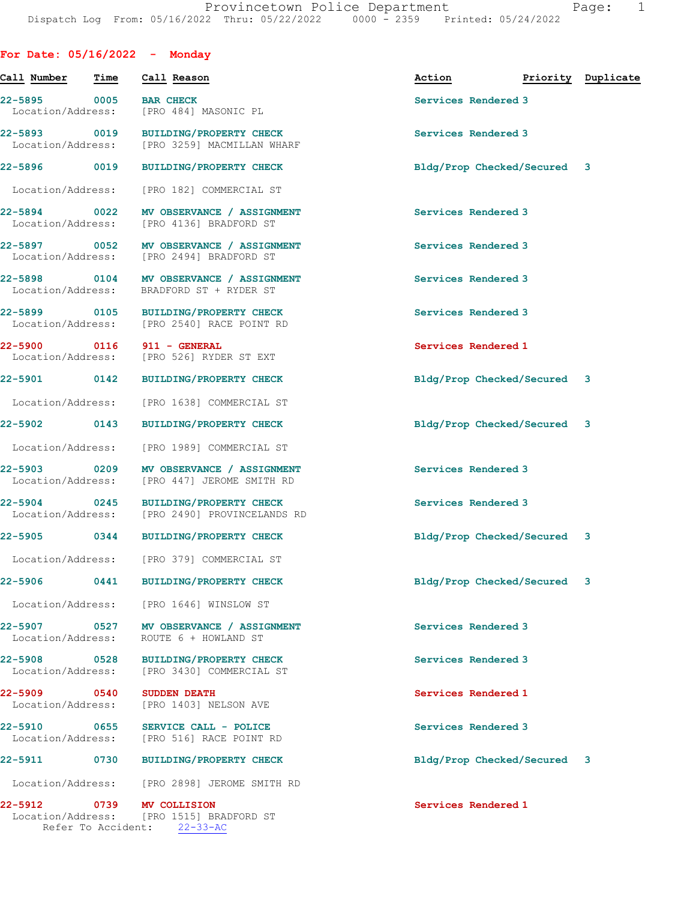Provincetown Police Department
Dispatch Log From: 05/16/2022 Thru: 05/22/2022 0000 - 2359 Printed: 05/24/2022

## For Date: 05/16/2022 - Monday

| Call Number | Time | Call Reason | Action | Priority | Duplicate |
|---|---|---|---|---|---|
| 22-5895 | 0005 | BAR CHECK<br>Location/Address: [PRO 484] MASONIC PL | Services Rendered | 3 | |
| 22-5893 | 0019 | BUILDING/PROPERTY CHECK<br>Location/Address: [PRO 3259] MACMILLAN WHARF | Services Rendered | 3 | |
| 22-5896 | 0019 | BUILDING/PROPERTY CHECK<br>Location/Address: [PRO 182] COMMERCIAL ST | Bldg/Prop Checked/Secured | 3 | |
| 22-5894 | 0022 | MV OBSERVANCE / ASSIGNMENT<br>Location/Address: [PRO 4136] BRADFORD ST | Services Rendered | 3 | |
| 22-5897 | 0052 | MV OBSERVANCE / ASSIGNMENT<br>Location/Address: [PRO 2494] BRADFORD ST | Services Rendered | 3 | |
| 22-5898 | 0104 | MV OBSERVANCE / ASSIGNMENT<br>Location/Address: BRADFORD ST + RYDER ST | Services Rendered | 3 | |
| 22-5899 | 0105 | BUILDING/PROPERTY CHECK<br>Location/Address: [PRO 2540] RACE POINT RD | Services Rendered | 3 | |
| 22-5900 | 0116 | 911 - GENERAL<br>Location/Address: [PRO 526] RYDER ST EXT | Services Rendered | 1 | |
| 22-5901 | 0142 | BUILDING/PROPERTY CHECK<br>Location/Address: [PRO 1638] COMMERCIAL ST | Bldg/Prop Checked/Secured | 3 | |
| 22-5902 | 0143 | BUILDING/PROPERTY CHECK<br>Location/Address: [PRO 1989] COMMERCIAL ST | Bldg/Prop Checked/Secured | 3 | |
| 22-5903 | 0209 | MV OBSERVANCE / ASSIGNMENT<br>Location/Address: [PRO 447] JEROME SMITH RD | Services Rendered | 3 | |
| 22-5904 | 0245 | BUILDING/PROPERTY CHECK<br>Location/Address: [PRO 2490] PROVINCELANDS RD | Services Rendered | 3 | |
| 22-5905 | 0344 | BUILDING/PROPERTY CHECK<br>Location/Address: [PRO 379] COMMERCIAL ST | Bldg/Prop Checked/Secured | 3 | |
| 22-5906 | 0441 | BUILDING/PROPERTY CHECK<br>Location/Address: [PRO 1646] WINSLOW ST | Bldg/Prop Checked/Secured | 3 | |
| 22-5907 | 0527 | MV OBSERVANCE / ASSIGNMENT<br>Location/Address: ROUTE 6 + HOWLAND ST | Services Rendered | 3 | |
| 22-5908 | 0528 | BUILDING/PROPERTY CHECK<br>Location/Address: [PRO 3430] COMMERCIAL ST | Services Rendered | 3 | |
| 22-5909 | 0540 | SUDDEN DEATH<br>Location/Address: [PRO 1403] NELSON AVE | Services Rendered | 1 | |
| 22-5910 | 0655 | SERVICE CALL - POLICE<br>Location/Address: [PRO 516] RACE POINT RD | Services Rendered | 3 | |
| 22-5911 | 0730 | BUILDING/PROPERTY CHECK<br>Location/Address: [PRO 2898] JEROME SMITH RD | Bldg/Prop Checked/Secured | 3 | |
| 22-5912 | 0739 | MV COLLISION<br>Location/Address: [PRO 1515] BRADFORD ST<br>Refer To Accident: 22-33-AC | Services Rendered | 1 | |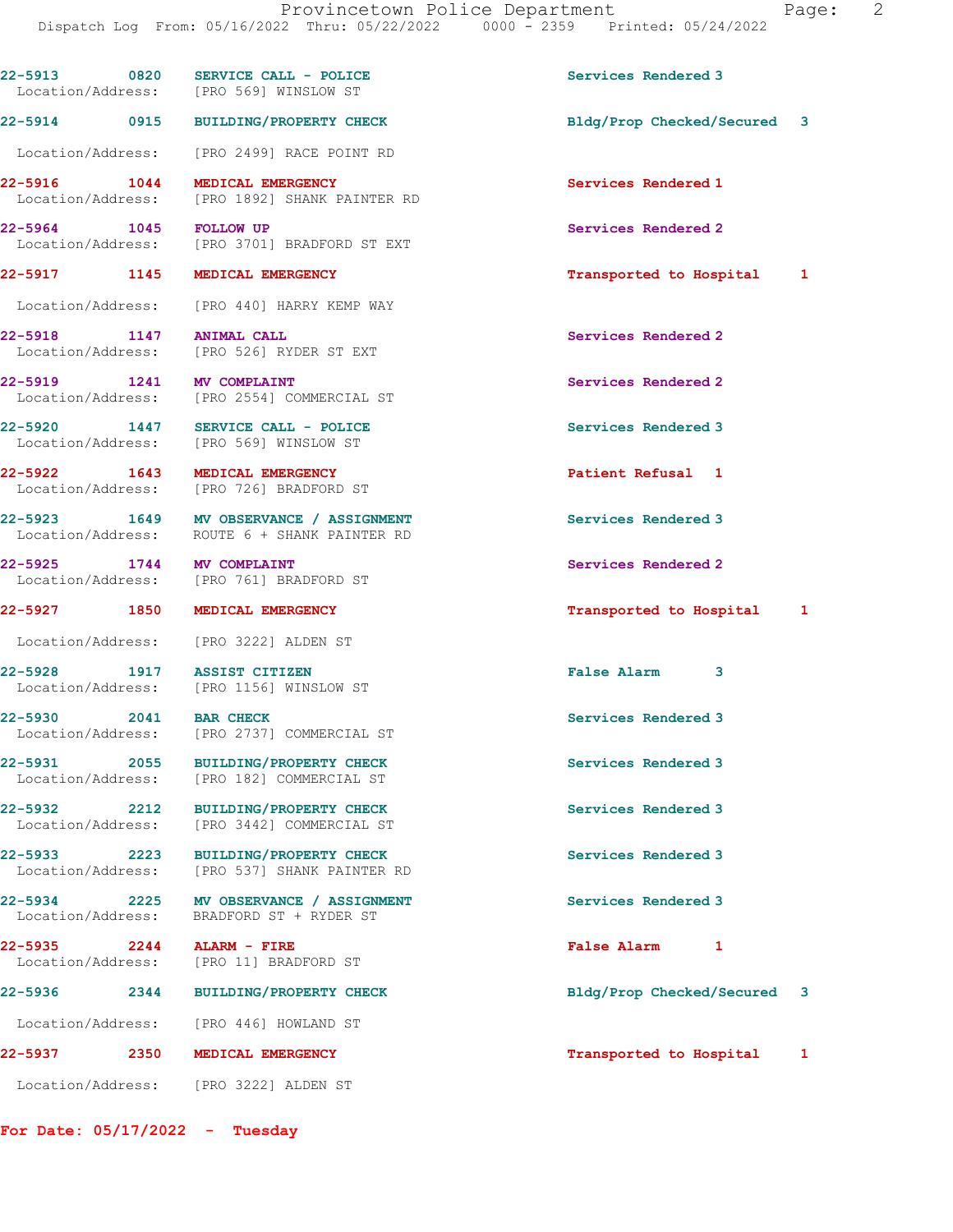| Call # | Time | Call Reason | Action |
|---|---|---|---|
| 22-5913 | 0820 | SERVICE CALL - POLICE | Services Rendered 3 |
| Location/Address: | | [PRO 569] WINSLOW ST | |
| 22-5914 | 0915 | BUILDING/PROPERTY CHECK | Bldg/Prop Checked/Secured 3 |
| Location/Address: | | [PRO 2499] RACE POINT RD | |
| 22-5916 | 1044 | MEDICAL EMERGENCY | Services Rendered 1 |
| Location/Address: | | [PRO 1892] SHANK PAINTER RD | |
| 22-5964 | 1045 | FOLLOW UP | Services Rendered 2 |
| Location/Address: | | [PRO 3701] BRADFORD ST EXT | |
| 22-5917 | 1145 | MEDICAL EMERGENCY | Transported to Hospital 1 |
| Location/Address: | | [PRO 440] HARRY KEMP WAY | |
| 22-5918 | 1147 | ANIMAL CALL | Services Rendered 2 |
| Location/Address: | | [PRO 526] RYDER ST EXT | |
| 22-5919 | 1241 | MV COMPLAINT | Services Rendered 2 |
| Location/Address: | | [PRO 2554] COMMERCIAL ST | |
| 22-5920 | 1447 | SERVICE CALL - POLICE | Services Rendered 3 |
| Location/Address: | | [PRO 569] WINSLOW ST | |
| 22-5922 | 1643 | MEDICAL EMERGENCY | Patient Refusal 1 |
| Location/Address: | | [PRO 726] BRADFORD ST | |
| 22-5923 | 1649 | MV OBSERVANCE / ASSIGNMENT | Services Rendered 3 |
| Location/Address: | | ROUTE 6 + SHANK PAINTER RD | |
| 22-5925 | 1744 | MV COMPLAINT | Services Rendered 2 |
| Location/Address: | | [PRO 761] BRADFORD ST | |
| 22-5927 | 1850 | MEDICAL EMERGENCY | Transported to Hospital 1 |
| Location/Address: | | [PRO 3222] ALDEN ST | |
| 22-5928 | 1917 | ASSIST CITIZEN | False Alarm 3 |
| Location/Address: | | [PRO 1156] WINSLOW ST | |
| 22-5930 | 2041 | BAR CHECK | Services Rendered 3 |
| Location/Address: | | [PRO 2737] COMMERCIAL ST | |
| 22-5931 | 2055 | BUILDING/PROPERTY CHECK | Services Rendered 3 |
| Location/Address: | | [PRO 182] COMMERCIAL ST | |
| 22-5932 | 2212 | BUILDING/PROPERTY CHECK | Services Rendered 3 |
| Location/Address: | | [PRO 3442] COMMERCIAL ST | |
| 22-5933 | 2223 | BUILDING/PROPERTY CHECK | Services Rendered 3 |
| Location/Address: | | [PRO 537] SHANK PAINTER RD | |
| 22-5934 | 2225 | MV OBSERVANCE / ASSIGNMENT | Services Rendered 3 |
| Location/Address: | | BRADFORD ST + RYDER ST | |
| 22-5935 | 2244 | ALARM - FIRE | False Alarm 1 |
| Location/Address: | | [PRO 11] BRADFORD ST | |
| 22-5936 | 2344 | BUILDING/PROPERTY CHECK | Bldg/Prop Checked/Secured 3 |
| Location/Address: | | [PRO 446] HOWLAND ST | |
| 22-5937 | 2350 | MEDICAL EMERGENCY | Transported to Hospital 1 |
| Location/Address: | | [PRO 3222] ALDEN ST | |

**For Date: 05/17/2022 - Tuesday**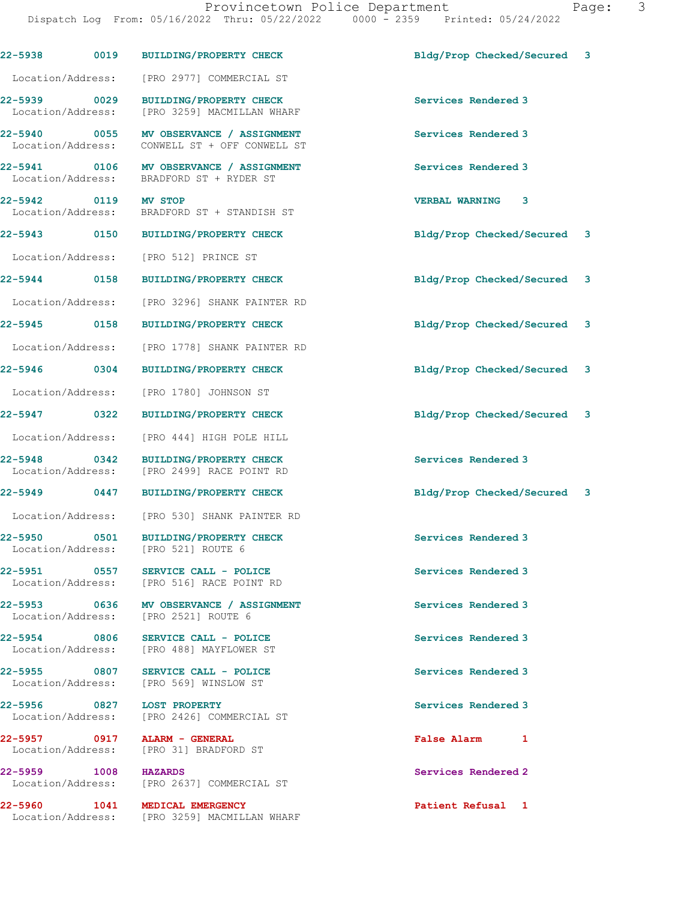| Call Number | Time | Call Type | Action | Priority |
|---|---|---|---|---|
| 22-5938 | 0019 | BUILDING/PROPERTY CHECK | Bldg/Prop Checked/Secured | 3 |
| Location/Address: | | [PRO 2977] COMMERCIAL ST | | |
| 22-5939 | 0029 | BUILDING/PROPERTY CHECK | Services Rendered | 3 |
| Location/Address: | | [PRO 3259] MACMILLAN WHARF | | |
| 22-5940 | 0055 | MV OBSERVANCE / ASSIGNMENT | Services Rendered | 3 |
| Location/Address: | | CONWELL ST + OFF CONWELL ST | | |
| 22-5941 | 0106 | MV OBSERVANCE / ASSIGNMENT | Services Rendered | 3 |
| Location/Address: | | BRADFORD ST + RYDER ST | | |
| 22-5942 | 0119 | MV STOP | VERBAL WARNING | 3 |
| Location/Address: | | BRADFORD ST + STANDISH ST | | |
| 22-5943 | 0150 | BUILDING/PROPERTY CHECK | Bldg/Prop Checked/Secured | 3 |
| Location/Address: | | [PRO 512] PRINCE ST | | |
| 22-5944 | 0158 | BUILDING/PROPERTY CHECK | Bldg/Prop Checked/Secured | 3 |
| Location/Address: | | [PRO 3296] SHANK PAINTER RD | | |
| 22-5945 | 0158 | BUILDING/PROPERTY CHECK | Bldg/Prop Checked/Secured | 3 |
| Location/Address: | | [PRO 1778] SHANK PAINTER RD | | |
| 22-5946 | 0304 | BUILDING/PROPERTY CHECK | Bldg/Prop Checked/Secured | 3 |
| Location/Address: | | [PRO 1780] JOHNSON ST | | |
| 22-5947 | 0322 | BUILDING/PROPERTY CHECK | Bldg/Prop Checked/Secured | 3 |
| Location/Address: | | [PRO 444] HIGH POLE HILL | | |
| 22-5948 | 0342 | BUILDING/PROPERTY CHECK | Services Rendered | 3 |
| Location/Address: | | [PRO 2499] RACE POINT RD | | |
| 22-5949 | 0447 | BUILDING/PROPERTY CHECK | Bldg/Prop Checked/Secured | 3 |
| Location/Address: | | [PRO 530] SHANK PAINTER RD | | |
| 22-5950 | 0501 | BUILDING/PROPERTY CHECK | Services Rendered | 3 |
| Location/Address: | | [PRO 521] ROUTE 6 | | |
| 22-5951 | 0557 | SERVICE CALL - POLICE | Services Rendered | 3 |
| Location/Address: | | [PRO 516] RACE POINT RD | | |
| 22-5953 | 0636 | MV OBSERVANCE / ASSIGNMENT | Services Rendered | 3 |
| Location/Address: | | [PRO 2521] ROUTE 6 | | |
| 22-5954 | 0806 | SERVICE CALL - POLICE | Services Rendered | 3 |
| Location/Address: | | [PRO 488] MAYFLOWER ST | | |
| 22-5955 | 0807 | SERVICE CALL - POLICE | Services Rendered | 3 |
| Location/Address: | | [PRO 569] WINSLOW ST | | |
| 22-5956 | 0827 | LOST PROPERTY | Services Rendered | 3 |
| Location/Address: | | [PRO 2426] COMMERCIAL ST | | |
| 22-5957 | 0917 | ALARM - GENERAL | False Alarm | 1 |
| Location/Address: | | [PRO 31] BRADFORD ST | | |
| 22-5959 | 1008 | HAZARDS | Services Rendered | 2 |
| Location/Address: | | [PRO 2637] COMMERCIAL ST | | |
| 22-5960 | 1041 | MEDICAL EMERGENCY | Patient Refusal | 1 |
| Location/Address: | | [PRO 3259] MACMILLAN WHARF | | |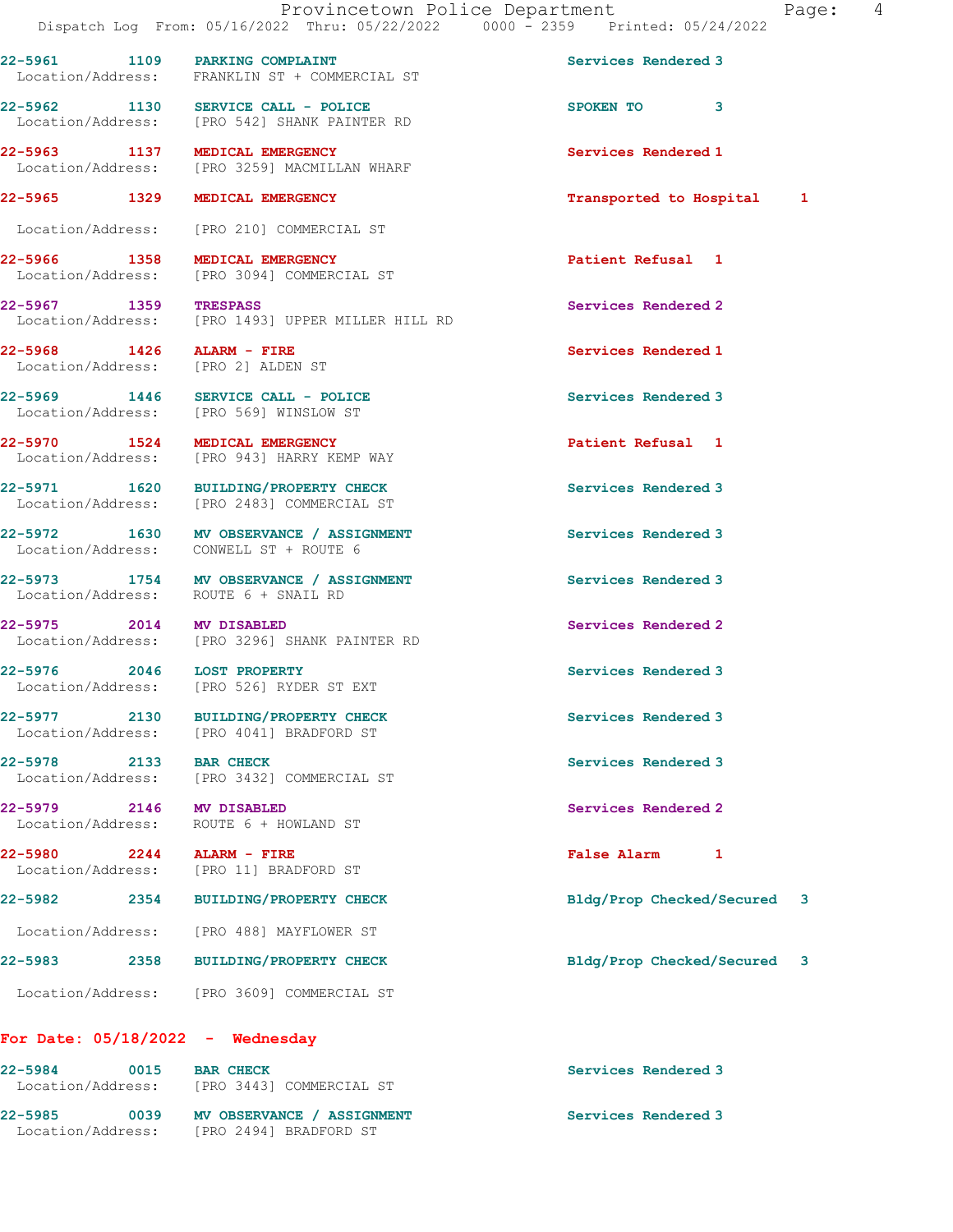| Call # | Time | Call Reason | Action | Priority |
|---|---|---|---|---|
| 22-5961 | 1109 | PARKING COMPLAINT | Services Rendered | 3 |
| Location/Address: | | FRANKLIN ST + COMMERCIAL ST | | |
| 22-5962 | 1130 | SERVICE CALL - POLICE | SPOKEN TO | 3 |
| Location/Address: | | [PRO 542] SHANK PAINTER RD | | |
| 22-5963 | 1137 | MEDICAL EMERGENCY | Services Rendered | 1 |
| Location/Address: | | [PRO 3259] MACMILLAN WHARF | | |
| 22-5965 | 1329 | MEDICAL EMERGENCY | Transported to Hospital | 1 |
| Location/Address: | | [PRO 210] COMMERCIAL ST | | |
| 22-5966 | 1358 | MEDICAL EMERGENCY | Patient Refusal | 1 |
| Location/Address: | | [PRO 3094] COMMERCIAL ST | | |
| 22-5967 | 1359 | TRESPASS | Services Rendered | 2 |
| Location/Address: | | [PRO 1493] UPPER MILLER HILL RD | | |
| 22-5968 | 1426 | ALARM - FIRE | Services Rendered | 1 |
| Location/Address: | | [PRO 2] ALDEN ST | | |
| 22-5969 | 1446 | SERVICE CALL - POLICE | Services Rendered | 3 |
| Location/Address: | | [PRO 569] WINSLOW ST | | |
| 22-5970 | 1524 | MEDICAL EMERGENCY | Patient Refusal | 1 |
| Location/Address: | | [PRO 943] HARRY KEMP WAY | | |
| 22-5971 | 1620 | BUILDING/PROPERTY CHECK | Services Rendered | 3 |
| Location/Address: | | [PRO 2483] COMMERCIAL ST | | |
| 22-5972 | 1630 | MV OBSERVANCE / ASSIGNMENT | Services Rendered | 3 |
| Location/Address: | | CONWELL ST + ROUTE 6 | | |
| 22-5973 | 1754 | MV OBSERVANCE / ASSIGNMENT | Services Rendered | 3 |
| Location/Address: | | ROUTE 6 + SNAIL RD | | |
| 22-5975 | 2014 | MV DISABLED | Services Rendered | 2 |
| Location/Address: | | [PRO 3296] SHANK PAINTER RD | | |
| 22-5976 | 2046 | LOST PROPERTY | Services Rendered | 3 |
| Location/Address: | | [PRO 526] RYDER ST EXT | | |
| 22-5977 | 2130 | BUILDING/PROPERTY CHECK | Services Rendered | 3 |
| Location/Address: | | [PRO 4041] BRADFORD ST | | |
| 22-5978 | 2133 | BAR CHECK | Services Rendered | 3 |
| Location/Address: | | [PRO 3432] COMMERCIAL ST | | |
| 22-5979 | 2146 | MV DISABLED | Services Rendered | 2 |
| Location/Address: | | ROUTE 6 + HOWLAND ST | | |
| 22-5980 | 2244 | ALARM - FIRE | False Alarm | 1 |
| Location/Address: | | [PRO 11] BRADFORD ST | | |
| 22-5982 | 2354 | BUILDING/PROPERTY CHECK | Bldg/Prop Checked/Secured | 3 |
| Location/Address: | | [PRO 488] MAYFLOWER ST | | |
| 22-5983 | 2358 | BUILDING/PROPERTY CHECK | Bldg/Prop Checked/Secured | 3 |
| Location/Address: | | [PRO 3609] COMMERCIAL ST | | |

**For Date: 05/18/2022 - Wednesday**

| Call # | Time | Call Reason | Action | Priority |
|---|---|---|---|---|
| 22-5984 | 0015 | BAR CHECK | Services Rendered | 3 |
| Location/Address: | | [PRO 3443] COMMERCIAL ST | | |
| 22-5985 | 0039 | MV OBSERVANCE / ASSIGNMENT | Services Rendered | 3 |
| Location/Address: | | [PRO 2494] BRADFORD ST | | |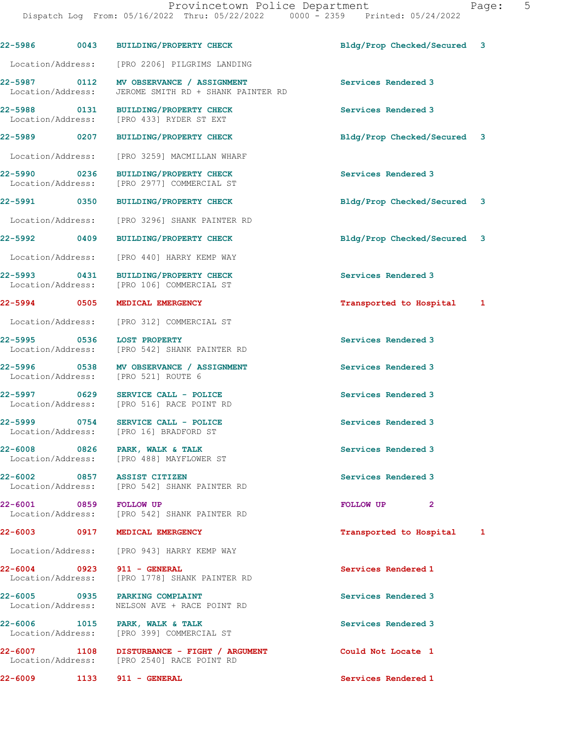| Call Number | Time | Call Reason | Action | Priority |
|---|---|---|---|---|
| 22-5986 | 0043 | BUILDING/PROPERTY CHECK | Bldg/Prop Checked/Secured | 3 |
| Location/Address: | | [PRO 2206] PILGRIMS LANDING | | |
| 22-5987 | 0112 | MV OBSERVANCE / ASSIGNMENT | Services Rendered | 3 |
| Location/Address: | | JEROME SMITH RD + SHANK PAINTER RD | | |
| 22-5988 | 0131 | BUILDING/PROPERTY CHECK | Services Rendered | 3 |
| Location/Address: | | [PRO 433] RYDER ST EXT | | |
| 22-5989 | 0207 | BUILDING/PROPERTY CHECK | Bldg/Prop Checked/Secured | 3 |
| Location/Address: | | [PRO 3259] MACMILLAN WHARF | | |
| 22-5990 | 0236 | BUILDING/PROPERTY CHECK | Services Rendered | 3 |
| Location/Address: | | [PRO 2977] COMMERCIAL ST | | |
| 22-5991 | 0350 | BUILDING/PROPERTY CHECK | Bldg/Prop Checked/Secured | 3 |
| Location/Address: | | [PRO 3296] SHANK PAINTER RD | | |
| 22-5992 | 0409 | BUILDING/PROPERTY CHECK | Bldg/Prop Checked/Secured | 3 |
| Location/Address: | | [PRO 440] HARRY KEMP WAY | | |
| 22-5993 | 0431 | BUILDING/PROPERTY CHECK | Services Rendered | 3 |
| Location/Address: | | [PRO 106] COMMERCIAL ST | | |
| 22-5994 | 0505 | MEDICAL EMERGENCY | Transported to Hospital | 1 |
| Location/Address: | | [PRO 312] COMMERCIAL ST | | |
| 22-5995 | 0536 | LOST PROPERTY | Services Rendered | 3 |
| Location/Address: | | [PRO 542] SHANK PAINTER RD | | |
| 22-5996 | 0538 | MV OBSERVANCE / ASSIGNMENT | Services Rendered | 3 |
| Location/Address: | | [PRO 521] ROUTE 6 | | |
| 22-5997 | 0629 | SERVICE CALL - POLICE | Services Rendered | 3 |
| Location/Address: | | [PRO 516] RACE POINT RD | | |
| 22-5999 | 0754 | SERVICE CALL - POLICE | Services Rendered | 3 |
| Location/Address: | | [PRO 16] BRADFORD ST | | |
| 22-6008 | 0826 | PARK, WALK & TALK | Services Rendered | 3 |
| Location/Address: | | [PRO 488] MAYFLOWER ST | | |
| 22-6002 | 0857 | ASSIST CITIZEN | Services Rendered | 3 |
| Location/Address: | | [PRO 542] SHANK PAINTER RD | | |
| 22-6001 | 0859 | FOLLOW UP | FOLLOW UP | 2 |
| Location/Address: | | [PRO 542] SHANK PAINTER RD | | |
| 22-6003 | 0917 | MEDICAL EMERGENCY | Transported to Hospital | 1 |
| Location/Address: | | [PRO 943] HARRY KEMP WAY | | |
| 22-6004 | 0923 | 911 - GENERAL | Services Rendered | 1 |
| Location/Address: | | [PRO 1778] SHANK PAINTER RD | | |
| 22-6005 | 0935 | PARKING COMPLAINT | Services Rendered | 3 |
| Location/Address: | | NELSON AVE + RACE POINT RD | | |
| 22-6006 | 1015 | PARK, WALK & TALK | Services Rendered | 3 |
| Location/Address: | | [PRO 399] COMMERCIAL ST | | |
| 22-6007 | 1108 | DISTURBANCE - FIGHT / ARGUMENT | Could Not Locate | 1 |
| Location/Address: | | [PRO 2540] RACE POINT RD | | |
| 22-6009 | 1133 | 911 - GENERAL | Services Rendered | 1 |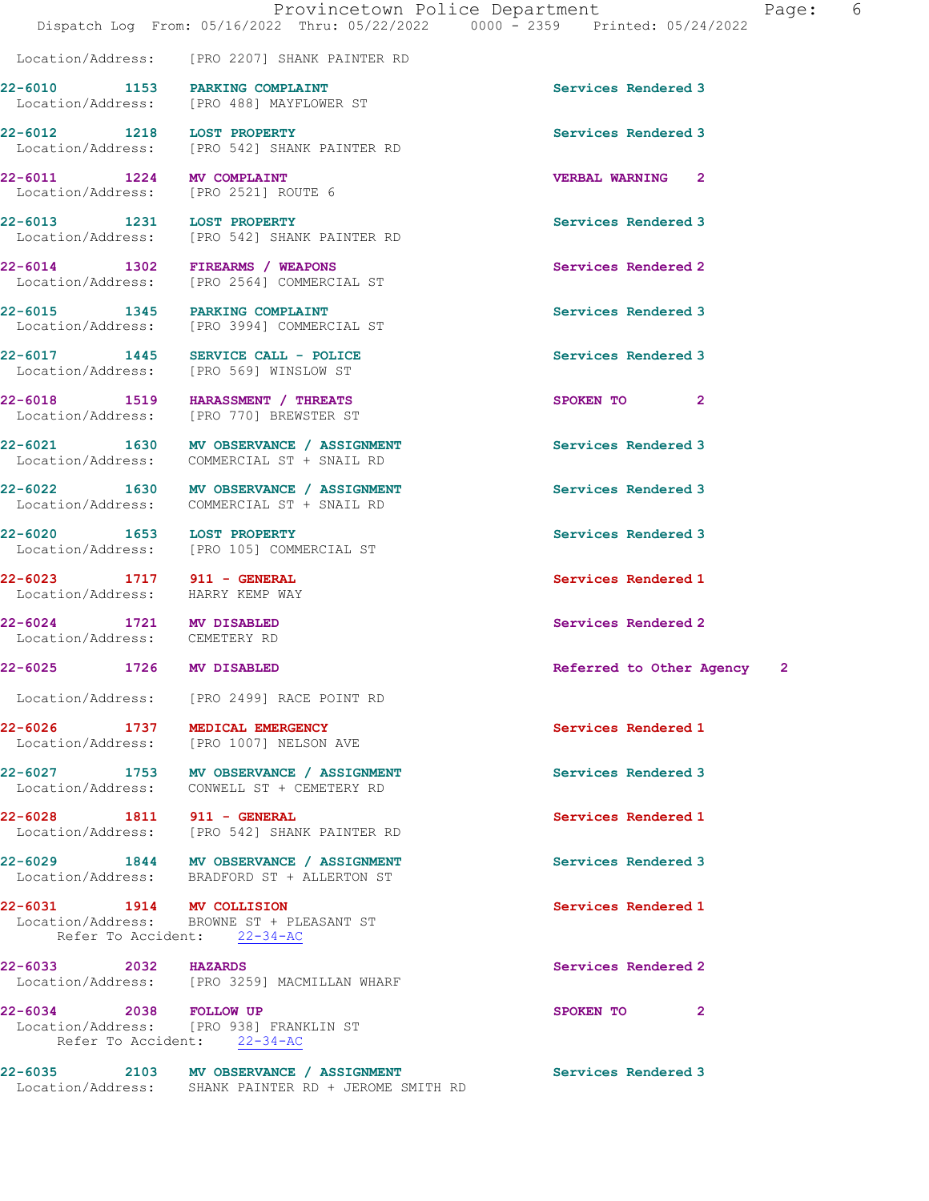Location/Address: [PRO 2207] SHANK PAINTER RD

| Call # | Time | Call Type | Disposition | Priority |
|---|---|---|---|---|
| 22-6010 | 1153 | PARKING COMPLAINT | Services Rendered | 3 |
| | | Location/Address: [PRO 488] MAYFLOWER ST | | |
| 22-6012 | 1218 | LOST PROPERTY | Services Rendered | 3 |
| | | Location/Address: [PRO 542] SHANK PAINTER RD | | |
| 22-6011 | 1224 | MV COMPLAINT | VERBAL WARNING | 2 |
| | | Location/Address: [PRO 2521] ROUTE 6 | | |
| 22-6013 | 1231 | LOST PROPERTY | Services Rendered | 3 |
| | | Location/Address: [PRO 542] SHANK PAINTER RD | | |
| 22-6014 | 1302 | FIREARMS / WEAPONS | Services Rendered | 2 |
| | | Location/Address: [PRO 2564] COMMERCIAL ST | | |
| 22-6015 | 1345 | PARKING COMPLAINT | Services Rendered | 3 |
| | | Location/Address: [PRO 3994] COMMERCIAL ST | | |
| 22-6017 | 1445 | SERVICE CALL - POLICE | Services Rendered | 3 |
| | | Location/Address: [PRO 569] WINSLOW ST | | |
| 22-6018 | 1519 | HARASSMENT / THREATS | SPOKEN TO | 2 |
| | | Location/Address: [PRO 770] BREWSTER ST | | |
| 22-6021 | 1630 | MV OBSERVANCE / ASSIGNMENT | Services Rendered | 3 |
| | | Location/Address: COMMERCIAL ST + SNAIL RD | | |
| 22-6022 | 1630 | MV OBSERVANCE / ASSIGNMENT | Services Rendered | 3 |
| | | Location/Address: COMMERCIAL ST + SNAIL RD | | |
| 22-6020 | 1653 | LOST PROPERTY | Services Rendered | 3 |
| | | Location/Address: [PRO 105] COMMERCIAL ST | | |
| 22-6023 | 1717 | 911 - GENERAL | Services Rendered | 1 |
| | | Location/Address: HARRY KEMP WAY | | |
| 22-6024 | 1721 | MV DISABLED | Services Rendered | 2 |
| | | Location/Address: CEMETERY RD | | |
| 22-6025 | 1726 | MV DISABLED | Referred to Other Agency | 2 |
| | | Location/Address: [PRO 2499] RACE POINT RD | | |
| 22-6026 | 1737 | MEDICAL EMERGENCY | Services Rendered | 1 |
| | | Location/Address: [PRO 1007] NELSON AVE | | |
| 22-6027 | 1753 | MV OBSERVANCE / ASSIGNMENT | Services Rendered | 3 |
| | | Location/Address: CONWELL ST + CEMETERY RD | | |
| 22-6028 | 1811 | 911 - GENERAL | Services Rendered | 1 |
| | | Location/Address: [PRO 542] SHANK PAINTER RD | | |
| 22-6029 | 1844 | MV OBSERVANCE / ASSIGNMENT | Services Rendered | 3 |
| | | Location/Address: BRADFORD ST + ALLERTON ST | | |
| 22-6031 | 1914 | MV COLLISION | Services Rendered | 1 |
| | | Location/Address: BROWNE ST + PLEASANT ST; Refer To Accident: 22-34-AC | | |
| 22-6033 | 2032 | HAZARDS | Services Rendered | 2 |
| | | Location/Address: [PRO 3259] MACMILLAN WHARF | | |
| 22-6034 | 2038 | FOLLOW UP | SPOKEN TO | 2 |
| | | Location/Address: [PRO 938] FRANKLIN ST; Refer To Accident: 22-34-AC | | |
| 22-6035 | 2103 | MV OBSERVANCE / ASSIGNMENT | Services Rendered | 3 |
| | | Location/Address: SHANK PAINTER RD + JEROME SMITH RD | | |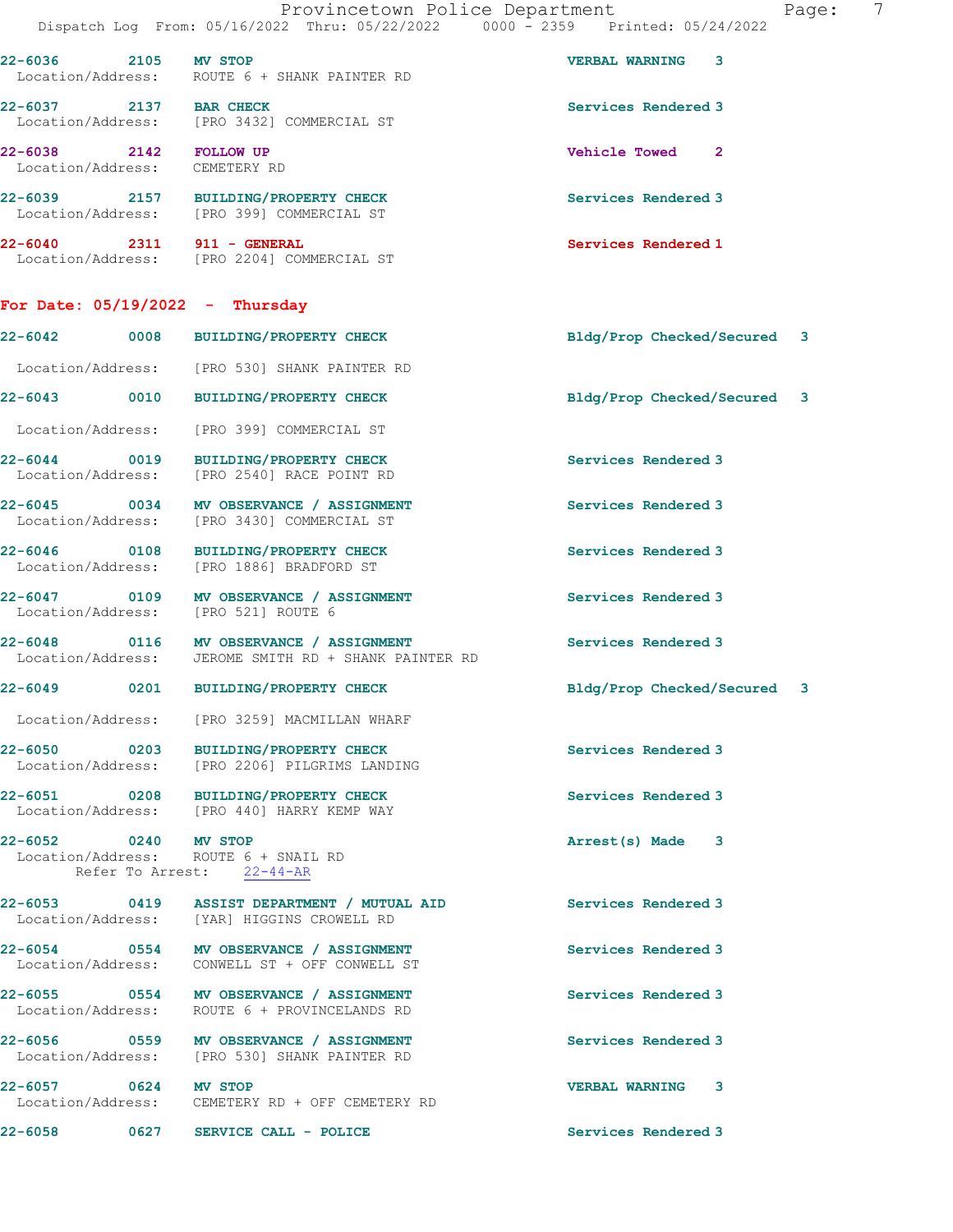22-6036 2105 MV STOP VERBAL WARNING 3
Location/Address: ROUTE 6 + SHANK PAINTER RD

22-6037 2137 BAR CHECK Services Rendered 3
Location/Address: [PRO 3432] COMMERCIAL ST

22-6038 2142 FOLLOW UP Vehicle Towed 2
Location/Address: CEMETERY RD

22-6039 2157 BUILDING/PROPERTY CHECK Services Rendered 3
Location/Address: [PRO 399] COMMERCIAL ST

22-6040 2311 911 - GENERAL Services Rendered 1
Location/Address: [PRO 2204] COMMERCIAL ST

## For Date: 05/19/2022 - Thursday

22-6042 0008 BUILDING/PROPERTY CHECK Bldg/Prop Checked/Secured 3
Location/Address: [PRO 530] SHANK PAINTER RD

22-6043 0010 BUILDING/PROPERTY CHECK Bldg/Prop Checked/Secured 3
Location/Address: [PRO 399] COMMERCIAL ST

22-6044 0019 BUILDING/PROPERTY CHECK Services Rendered 3
Location/Address: [PRO 2540] RACE POINT RD

22-6045 0034 MV OBSERVANCE / ASSIGNMENT Services Rendered 3
Location/Address: [PRO 3430] COMMERCIAL ST

22-6046 0108 BUILDING/PROPERTY CHECK Services Rendered 3
Location/Address: [PRO 1886] BRADFORD ST

22-6047 0109 MV OBSERVANCE / ASSIGNMENT Services Rendered 3
Location/Address: [PRO 521] ROUTE 6

22-6048 0116 MV OBSERVANCE / ASSIGNMENT Services Rendered 3
Location/Address: JEROME SMITH RD + SHANK PAINTER RD

22-6049 0201 BUILDING/PROPERTY CHECK Bldg/Prop Checked/Secured 3
Location/Address: [PRO 3259] MACMILLAN WHARF

22-6050 0203 BUILDING/PROPERTY CHECK Services Rendered 3
Location/Address: [PRO 2206] PILGRIMS LANDING

22-6051 0208 BUILDING/PROPERTY CHECK Services Rendered 3
Location/Address: [PRO 440] HARRY KEMP WAY

22-6052 0240 MV STOP Arrest(s) Made 3
Location/Address: ROUTE 6 + SNAIL RD
Refer To Arrest: 22-44-AR

22-6053 0419 ASSIST DEPARTMENT / MUTUAL AID Services Rendered 3
Location/Address: [YAR] HIGGINS CROWELL RD

22-6054 0554 MV OBSERVANCE / ASSIGNMENT Services Rendered 3
Location/Address: CONWELL ST + OFF CONWELL ST

22-6055 0554 MV OBSERVANCE / ASSIGNMENT Services Rendered 3
Location/Address: ROUTE 6 + PROVINCELANDS RD

22-6056 0559 MV OBSERVANCE / ASSIGNMENT Services Rendered 3
Location/Address: [PRO 530] SHANK PAINTER RD

22-6057 0624 MV STOP VERBAL WARNING 3
Location/Address: CEMETERY RD + OFF CEMETERY RD

22-6058 0627 SERVICE CALL - POLICE Services Rendered 3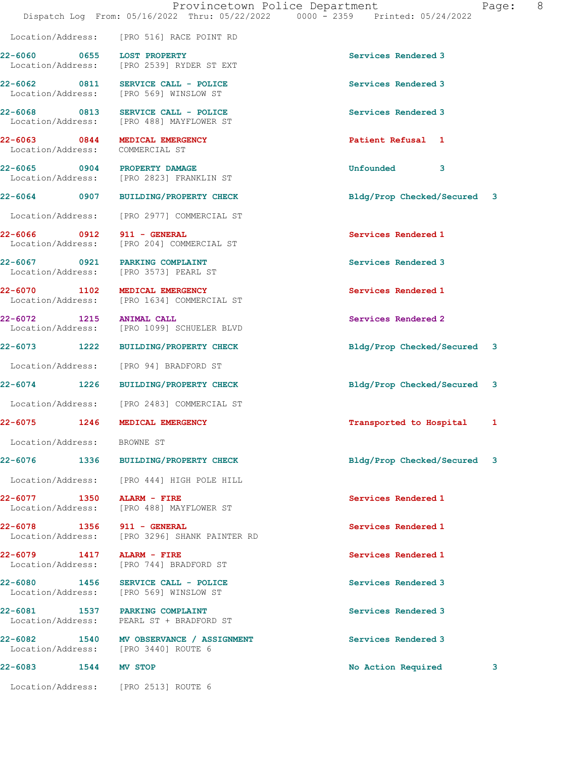Location/Address: [PRO 516] RACE POINT RD

| Call # | Time | Call Reason | Action | Priority |
|---|---|---|---|---|
| 22-6060 | 0655 | LOST PROPERTY | Services Rendered | 3 |
| | | Location/Address: [PRO 2539] RYDER ST EXT | | |
| 22-6062 | 0811 | SERVICE CALL - POLICE | Services Rendered | 3 |
| | | Location/Address: [PRO 569] WINSLOW ST | | |
| 22-6068 | 0813 | SERVICE CALL - POLICE | Services Rendered | 3 |
| | | Location/Address: [PRO 488] MAYFLOWER ST | | |
| 22-6063 | 0844 | MEDICAL EMERGENCY | Patient Refusal | 1 |
| | | Location/Address: COMMERCIAL ST | | |
| 22-6065 | 0904 | PROPERTY DAMAGE | Unfounded | 3 |
| | | Location/Address: [PRO 2823] FRANKLIN ST | | |
| 22-6064 | 0907 | BUILDING/PROPERTY CHECK | Bldg/Prop Checked/Secured | 3 |
| | | Location/Address: [PRO 2977] COMMERCIAL ST | | |
| 22-6066 | 0912 | 911 - GENERAL | Services Rendered | 1 |
| | | Location/Address: [PRO 204] COMMERCIAL ST | | |
| 22-6067 | 0921 | PARKING COMPLAINT | Services Rendered | 3 |
| | | Location/Address: [PRO 3573] PEARL ST | | |
| 22-6070 | 1102 | MEDICAL EMERGENCY | Services Rendered | 1 |
| | | Location/Address: [PRO 1634] COMMERCIAL ST | | |
| 22-6072 | 1215 | ANIMAL CALL | Services Rendered | 2 |
| | | Location/Address: [PRO 1099] SCHUELER BLVD | | |
| 22-6073 | 1222 | BUILDING/PROPERTY CHECK | Bldg/Prop Checked/Secured | 3 |
| | | Location/Address: [PRO 94] BRADFORD ST | | |
| 22-6074 | 1226 | BUILDING/PROPERTY CHECK | Bldg/Prop Checked/Secured | 3 |
| | | Location/Address: [PRO 2483] COMMERCIAL ST | | |
| 22-6075 | 1246 | MEDICAL EMERGENCY | Transported to Hospital | 1 |
| | | Location/Address: BROWNE ST | | |
| 22-6076 | 1336 | BUILDING/PROPERTY CHECK | Bldg/Prop Checked/Secured | 3 |
| | | Location/Address: [PRO 444] HIGH POLE HILL | | |
| 22-6077 | 1350 | ALARM - FIRE | Services Rendered | 1 |
| | | Location/Address: [PRO 488] MAYFLOWER ST | | |
| 22-6078 | 1356 | 911 - GENERAL | Services Rendered | 1 |
| | | Location/Address: [PRO 3296] SHANK PAINTER RD | | |
| 22-6079 | 1417 | ALARM - FIRE | Services Rendered | 1 |
| | | Location/Address: [PRO 744] BRADFORD ST | | |
| 22-6080 | 1456 | SERVICE CALL - POLICE | Services Rendered | 3 |
| | | Location/Address: [PRO 569] WINSLOW ST | | |
| 22-6081 | 1537 | PARKING COMPLAINT | Services Rendered | 3 |
| | | Location/Address: PEARL ST + BRADFORD ST | | |
| 22-6082 | 1540 | MV OBSERVANCE / ASSIGNMENT | Services Rendered | 3 |
| | | Location/Address: [PRO 3440] ROUTE 6 | | |
| 22-6083 | 1544 | MV STOP | No Action Required | 3 |
| | | Location/Address: [PRO 2513] ROUTE 6 | | |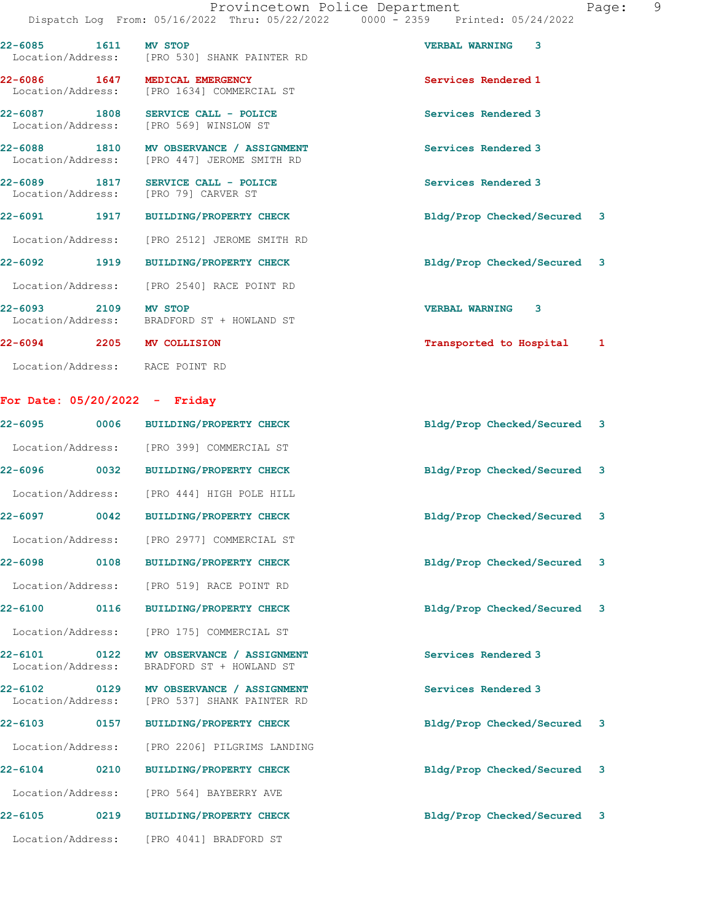22-6085 1611 MV STOP VERBAL WARNING 3
Location/Address: [PRO 530] SHANK PAINTER RD

22-6086 1647 MEDICAL EMERGENCY Services Rendered 1
Location/Address: [PRO 1634] COMMERCIAL ST

22-6087 1808 SERVICE CALL - POLICE Services Rendered 3
Location/Address: [PRO 569] WINSLOW ST

22-6088 1810 MV OBSERVANCE / ASSIGNMENT Services Rendered 3
Location/Address: [PRO 447] JEROME SMITH RD

22-6089 1817 SERVICE CALL - POLICE Services Rendered 3
Location/Address: [PRO 79] CARVER ST

22-6091 1917 BUILDING/PROPERTY CHECK Bldg/Prop Checked/Secured 3
Location/Address: [PRO 2512] JEROME SMITH RD

22-6092 1919 BUILDING/PROPERTY CHECK Bldg/Prop Checked/Secured 3
Location/Address: [PRO 2540] RACE POINT RD

22-6093 2109 MV STOP VERBAL WARNING 3
Location/Address: BRADFORD ST + HOWLAND ST

22-6094 2205 MV COLLISION Transported to Hospital 1
Location/Address: RACE POINT RD

**For Date: 05/20/2022 - Friday**

22-6095 0006 BUILDING/PROPERTY CHECK Bldg/Prop Checked/Secured 3
Location/Address: [PRO 399] COMMERCIAL ST

22-6096 0032 BUILDING/PROPERTY CHECK Bldg/Prop Checked/Secured 3
Location/Address: [PRO 444] HIGH POLE HILL

22-6097 0042 BUILDING/PROPERTY CHECK Bldg/Prop Checked/Secured 3
Location/Address: [PRO 2977] COMMERCIAL ST

22-6098 0108 BUILDING/PROPERTY CHECK Bldg/Prop Checked/Secured 3
Location/Address: [PRO 519] RACE POINT RD

22-6100 0116 BUILDING/PROPERTY CHECK Bldg/Prop Checked/Secured 3
Location/Address: [PRO 175] COMMERCIAL ST

22-6101 0122 MV OBSERVANCE / ASSIGNMENT Services Rendered 3
Location/Address: BRADFORD ST + HOWLAND ST

22-6102 0129 MV OBSERVANCE / ASSIGNMENT Services Rendered 3
Location/Address: [PRO 537] SHANK PAINTER RD

22-6103 0157 BUILDING/PROPERTY CHECK Bldg/Prop Checked/Secured 3
Location/Address: [PRO 2206] PILGRIMS LANDING

22-6104 0210 BUILDING/PROPERTY CHECK Bldg/Prop Checked/Secured 3
Location/Address: [PRO 564] BAYBERRY AVE

22-6105 0219 BUILDING/PROPERTY CHECK Bldg/Prop Checked/Secured 3
Location/Address: [PRO 4041] BRADFORD ST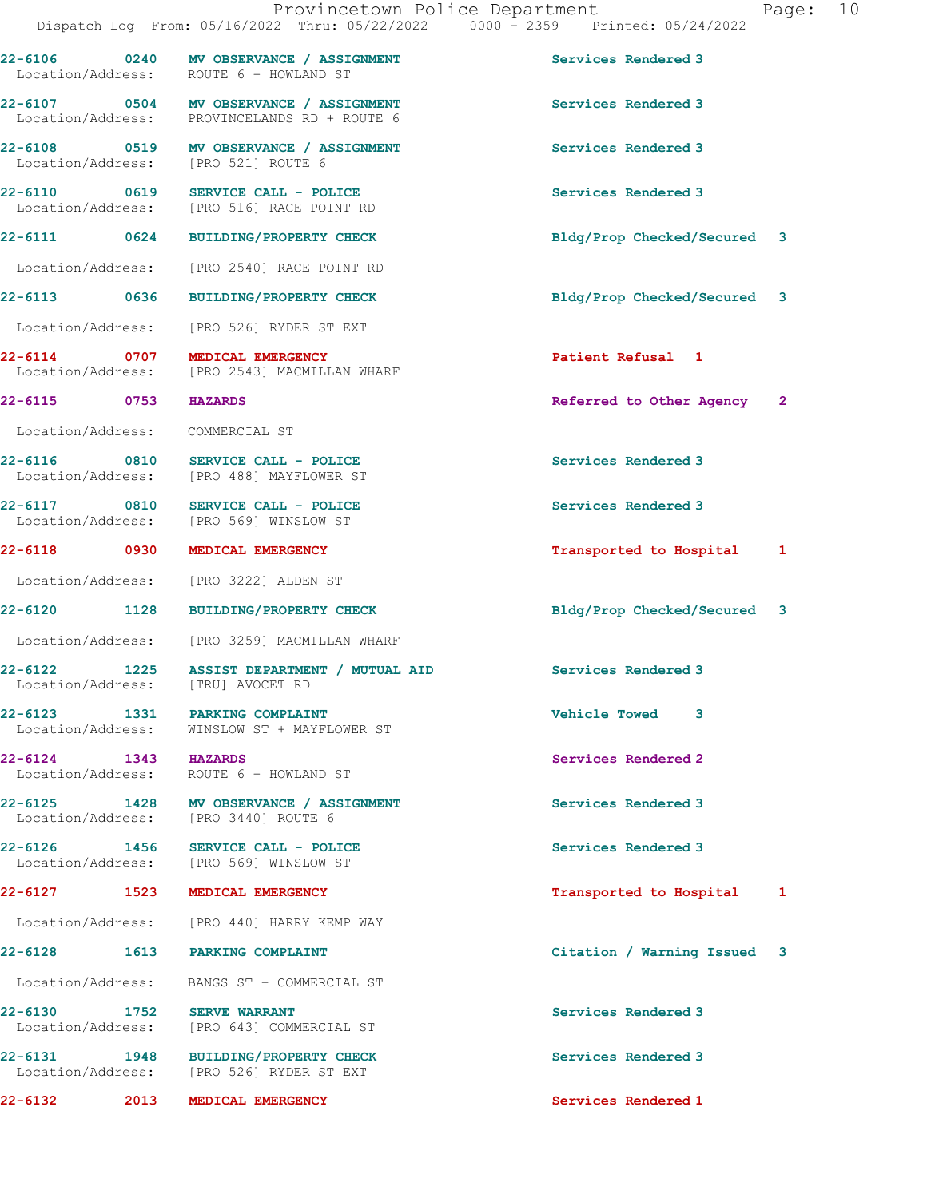| Call # | Time | Call Reason | Action | Priority |
|---|---|---|---|---|
| 22-6106 | 0240 | MV OBSERVANCE / ASSIGNMENT | Services Rendered | 3 |
| Location/Address: | | ROUTE 6 + HOWLAND ST | | |
| 22-6107 | 0504 | MV OBSERVANCE / ASSIGNMENT | Services Rendered | 3 |
| Location/Address: | | PROVINCELANDS RD + ROUTE 6 | | |
| 22-6108 | 0519 | MV OBSERVANCE / ASSIGNMENT | Services Rendered | 3 |
| Location/Address: | | [PRO 521] ROUTE 6 | | |
| 22-6110 | 0619 | SERVICE CALL - POLICE | Services Rendered | 3 |
| Location/Address: | | [PRO 516] RACE POINT RD | | |
| 22-6111 | 0624 | BUILDING/PROPERTY CHECK | Bldg/Prop Checked/Secured | 3 |
| Location/Address: | | [PRO 2540] RACE POINT RD | | |
| 22-6113 | 0636 | BUILDING/PROPERTY CHECK | Bldg/Prop Checked/Secured | 3 |
| Location/Address: | | [PRO 526] RYDER ST EXT | | |
| 22-6114 | 0707 | MEDICAL EMERGENCY | Patient Refusal | 1 |
| Location/Address: | | [PRO 2543] MACMILLAN WHARF | | |
| 22-6115 | 0753 | HAZARDS | Referred to Other Agency | 2 |
| Location/Address: | | COMMERCIAL ST | | |
| 22-6116 | 0810 | SERVICE CALL - POLICE | Services Rendered | 3 |
| Location/Address: | | [PRO 488] MAYFLOWER ST | | |
| 22-6117 | 0810 | SERVICE CALL - POLICE | Services Rendered | 3 |
| Location/Address: | | [PRO 569] WINSLOW ST | | |
| 22-6118 | 0930 | MEDICAL EMERGENCY | Transported to Hospital | 1 |
| Location/Address: | | [PRO 3222] ALDEN ST | | |
| 22-6120 | 1128 | BUILDING/PROPERTY CHECK | Bldg/Prop Checked/Secured | 3 |
| Location/Address: | | [PRO 3259] MACMILLAN WHARF | | |
| 22-6122 | 1225 | ASSIST DEPARTMENT / MUTUAL AID | Services Rendered | 3 |
| Location/Address: | | [TRU] AVOCET RD | | |
| 22-6123 | 1331 | PARKING COMPLAINT | Vehicle Towed | 3 |
| Location/Address: | | WINSLOW ST + MAYFLOWER ST | | |
| 22-6124 | 1343 | HAZARDS | Services Rendered | 2 |
| Location/Address: | | ROUTE 6 + HOWLAND ST | | |
| 22-6125 | 1428 | MV OBSERVANCE / ASSIGNMENT | Services Rendered | 3 |
| Location/Address: | | [PRO 3440] ROUTE 6 | | |
| 22-6126 | 1456 | SERVICE CALL - POLICE | Services Rendered | 3 |
| Location/Address: | | [PRO 569] WINSLOW ST | | |
| 22-6127 | 1523 | MEDICAL EMERGENCY | Transported to Hospital | 1 |
| Location/Address: | | [PRO 440] HARRY KEMP WAY | | |
| 22-6128 | 1613 | PARKING COMPLAINT | Citation / Warning Issued | 3 |
| Location/Address: | | BANGS ST + COMMERCIAL ST | | |
| 22-6130 | 1752 | SERVE WARRANT | Services Rendered | 3 |
| Location/Address: | | [PRO 643] COMMERCIAL ST | | |
| 22-6131 | 1948 | BUILDING/PROPERTY CHECK | Services Rendered | 3 |
| Location/Address: | | [PRO 526] RYDER ST EXT | | |
| 22-6132 | 2013 | MEDICAL EMERGENCY | Services Rendered | 1 |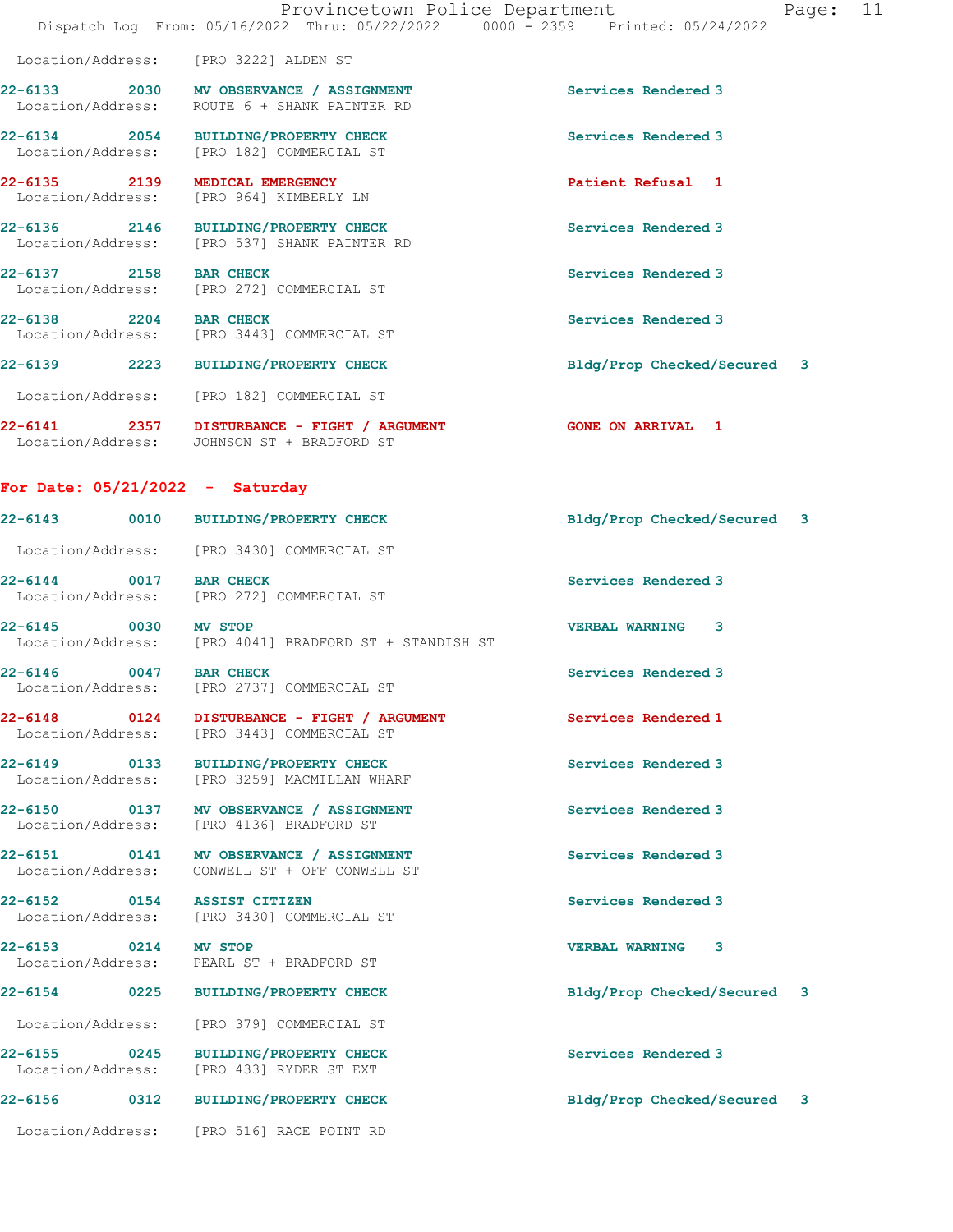Location/Address: [PRO 3222] ALDEN ST

**22-6133** 2030 **MV OBSERVANCE / ASSIGNMENT** Services Rendered 3
Location/Address: ROUTE 6 + SHANK PAINTER RD

**22-6134** 2054 **BUILDING/PROPERTY CHECK** Services Rendered 3
Location/Address: [PRO 182] COMMERCIAL ST

**22-6135** 2139 **MEDICAL EMERGENCY** Patient Refusal 1
Location/Address: [PRO 964] KIMBERLY LN

**22-6136** 2146 **BUILDING/PROPERTY CHECK** Services Rendered 3
Location/Address: [PRO 537] SHANK PAINTER RD

**22-6137** 2158 **BAR CHECK** Services Rendered 3
Location/Address: [PRO 272] COMMERCIAL ST

**22-6138** 2204 **BAR CHECK** Services Rendered 3
Location/Address: [PRO 3443] COMMERCIAL ST

**22-6139** 2223 **BUILDING/PROPERTY CHECK** Bldg/Prop Checked/Secured 3
Location/Address: [PRO 182] COMMERCIAL ST

**22-6141** 2357 **DISTURBANCE - FIGHT / ARGUMENT** GONE ON ARRIVAL 1
Location/Address: JOHNSON ST + BRADFORD ST

## For Date: 05/21/2022 - Saturday

**22-6143** 0010 **BUILDING/PROPERTY CHECK** Bldg/Prop Checked/Secured 3
Location/Address: [PRO 3430] COMMERCIAL ST

**22-6144** 0017 **BAR CHECK** Services Rendered 3
Location/Address: [PRO 272] COMMERCIAL ST

**22-6145** 0030 **MV STOP** VERBAL WARNING 3
Location/Address: [PRO 4041] BRADFORD ST + STANDISH ST

**22-6146** 0047 **BAR CHECK** Services Rendered 3
Location/Address: [PRO 2737] COMMERCIAL ST

**22-6148** 0124 **DISTURBANCE - FIGHT / ARGUMENT** Services Rendered 1
Location/Address: [PRO 3443] COMMERCIAL ST

**22-6149** 0133 **BUILDING/PROPERTY CHECK** Services Rendered 3
Location/Address: [PRO 3259] MACMILLAN WHARF

**22-6150** 0137 **MV OBSERVANCE / ASSIGNMENT** Services Rendered 3
Location/Address: [PRO 4136] BRADFORD ST

**22-6151** 0141 **MV OBSERVANCE / ASSIGNMENT** Services Rendered 3
Location/Address: CONWELL ST + OFF CONWELL ST

**22-6152** 0154 **ASSIST CITIZEN** Services Rendered 3
Location/Address: [PRO 3430] COMMERCIAL ST

**22-6153** 0214 **MV STOP** VERBAL WARNING 3
Location/Address: PEARL ST + BRADFORD ST

**22-6154** 0225 **BUILDING/PROPERTY CHECK** Bldg/Prop Checked/Secured 3
Location/Address: [PRO 379] COMMERCIAL ST

**22-6155** 0245 **BUILDING/PROPERTY CHECK** Services Rendered 3
Location/Address: [PRO 433] RYDER ST EXT

**22-6156** 0312 **BUILDING/PROPERTY CHECK** Bldg/Prop Checked/Secured 3
Location/Address: [PRO 516] RACE POINT RD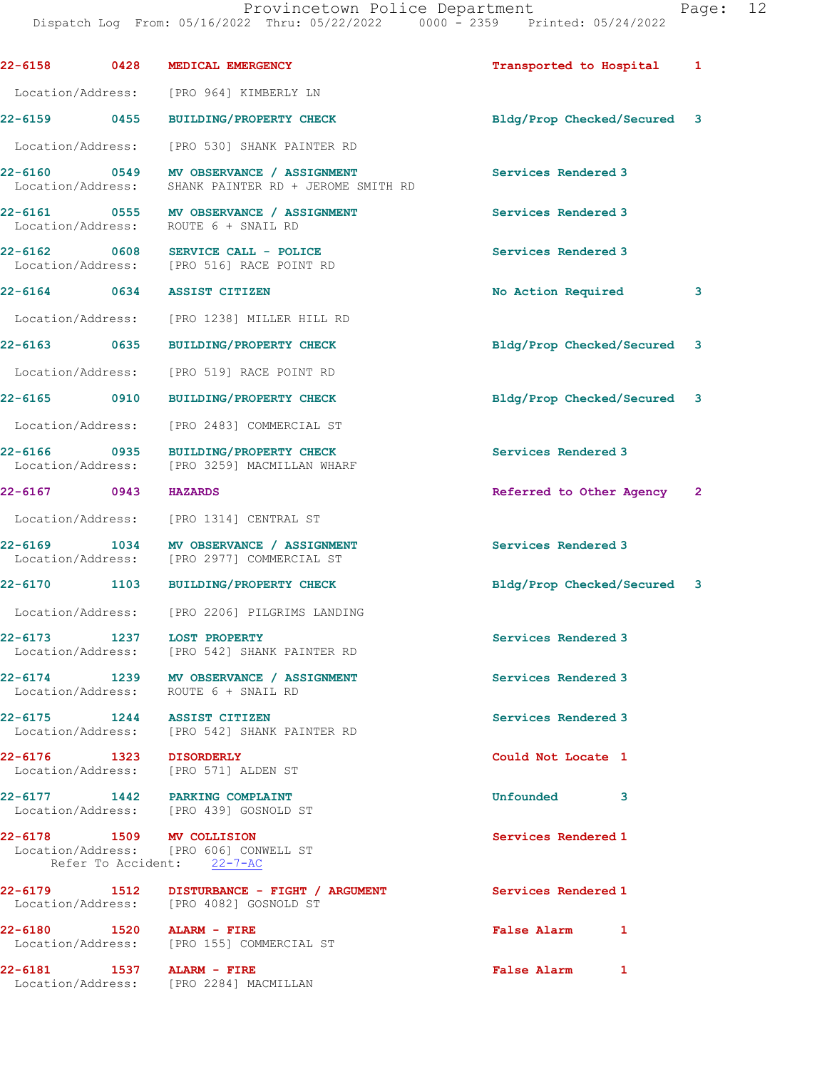22-6158 0428 MEDICAL EMERGENCY Transported to Hospital 1
Location/Address: [PRO 964] KIMBERLY LN

22-6159 0455 BUILDING/PROPERTY CHECK Bldg/Prop Checked/Secured 3
Location/Address: [PRO 530] SHANK PAINTER RD

22-6160 0549 MV OBSERVANCE / ASSIGNMENT Services Rendered 3
Location/Address: SHANK PAINTER RD + JEROME SMITH RD

22-6161 0555 MV OBSERVANCE / ASSIGNMENT Services Rendered 3
Location/Address: ROUTE 6 + SNAIL RD

22-6162 0608 SERVICE CALL - POLICE Services Rendered 3
Location/Address: [PRO 516] RACE POINT RD

22-6164 0634 ASSIST CITIZEN No Action Required 3
Location/Address: [PRO 1238] MILLER HILL RD

22-6163 0635 BUILDING/PROPERTY CHECK Bldg/Prop Checked/Secured 3
Location/Address: [PRO 519] RACE POINT RD

22-6165 0910 BUILDING/PROPERTY CHECK Bldg/Prop Checked/Secured 3
Location/Address: [PRO 2483] COMMERCIAL ST

22-6166 0935 BUILDING/PROPERTY CHECK Services Rendered 3
Location/Address: [PRO 3259] MACMILLAN WHARF

22-6167 0943 HAZARDS Referred to Other Agency 2
Location/Address: [PRO 1314] CENTRAL ST

22-6169 1034 MV OBSERVANCE / ASSIGNMENT Services Rendered 3
Location/Address: [PRO 2977] COMMERCIAL ST

22-6170 1103 BUILDING/PROPERTY CHECK Bldg/Prop Checked/Secured 3
Location/Address: [PRO 2206] PILGRIMS LANDING

22-6173 1237 LOST PROPERTY Services Rendered 3
Location/Address: [PRO 542] SHANK PAINTER RD

22-6174 1239 MV OBSERVANCE / ASSIGNMENT Services Rendered 3
Location/Address: ROUTE 6 + SNAIL RD

22-6175 1244 ASSIST CITIZEN Services Rendered 3
Location/Address: [PRO 542] SHANK PAINTER RD

22-6176 1323 DISORDERLY Could Not Locate 1
Location/Address: [PRO 571] ALDEN ST

22-6177 1442 PARKING COMPLAINT Unfounded 3
Location/Address: [PRO 439] GOSNOLD ST

22-6178 1509 MV COLLISION Services Rendered 1
Location/Address: [PRO 606] CONWELL ST
Refer To Accident: 22-7-AC

22-6179 1512 DISTURBANCE - FIGHT / ARGUMENT Services Rendered 1
Location/Address: [PRO 4082] GOSNOLD ST

22-6180 1520 ALARM - FIRE False Alarm 1
Location/Address: [PRO 155] COMMERCIAL ST

22-6181 1537 ALARM - FIRE False Alarm 1
Location/Address: [PRO 2284] MACMILLAN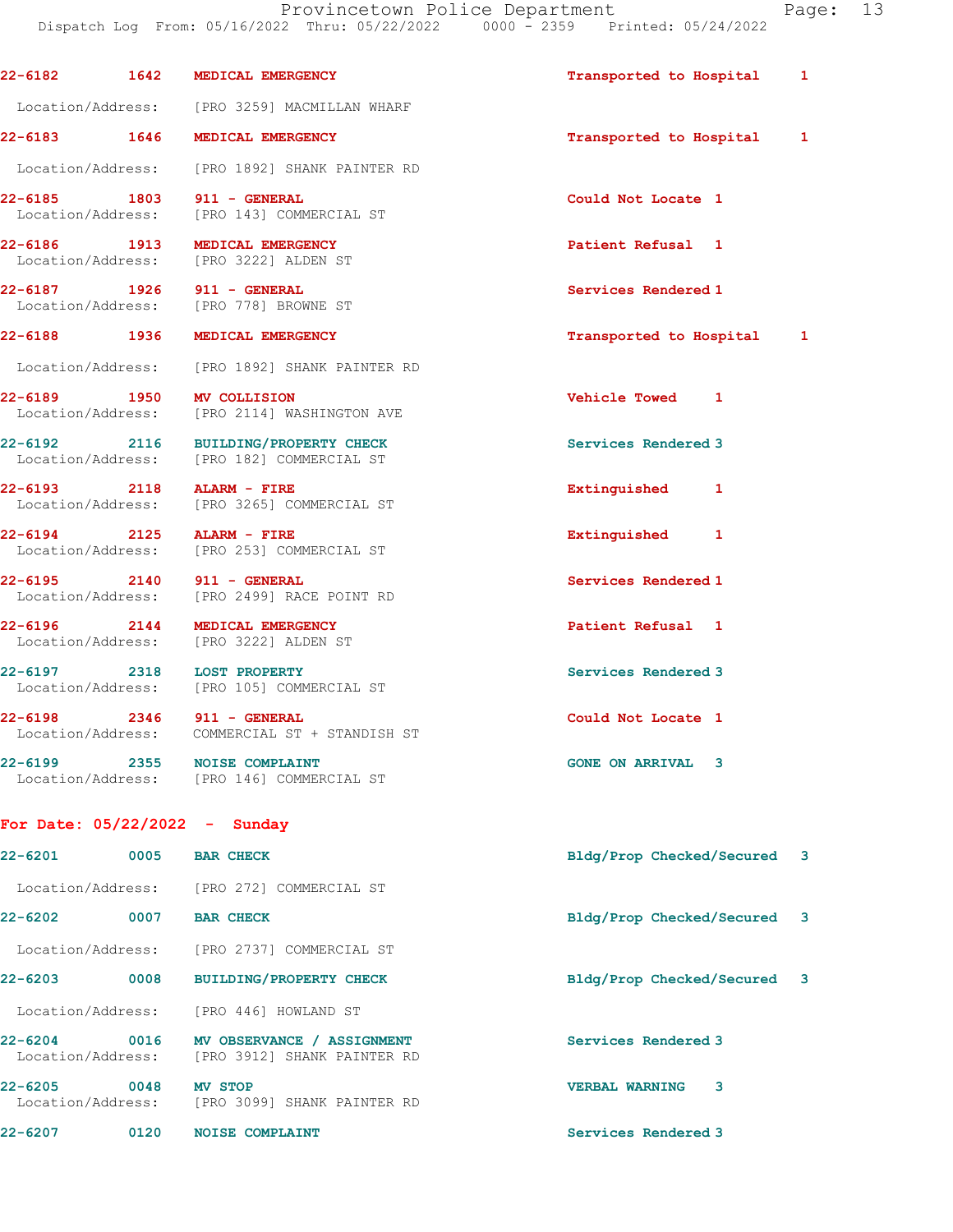22-6182 1642 **MEDICAL EMERGENCY** Transported to Hospital 1

Location/Address: [PRO 3259] MACMILLAN WHARF

22-6183 1646 **MEDICAL EMERGENCY** Transported to Hospital 1

Location/Address: [PRO 1892] SHANK PAINTER RD

22-6185 1803 **911 - GENERAL** Could Not Locate 1
Location/Address: [PRO 143] COMMERCIAL ST

22-6186 1913 **MEDICAL EMERGENCY** Patient Refusal 1
Location/Address: [PRO 3222] ALDEN ST

22-6187 1926 **911 - GENERAL** Services Rendered 1
Location/Address: [PRO 778] BROWNE ST

22-6188 1936 **MEDICAL EMERGENCY** Transported to Hospital 1

Location/Address: [PRO 1892] SHANK PAINTER RD

22-6189 1950 **MV COLLISION** Vehicle Towed 1
Location/Address: [PRO 2114] WASHINGTON AVE

22-6192 2116 **BUILDING/PROPERTY CHECK** Services Rendered 3
Location/Address: [PRO 182] COMMERCIAL ST

22-6193 2118 **ALARM - FIRE** Extinguished 1
Location/Address: [PRO 3265] COMMERCIAL ST

22-6194 2125 **ALARM - FIRE** Extinguished 1
Location/Address: [PRO 253] COMMERCIAL ST

22-6195 2140 **911 - GENERAL** Services Rendered 1
Location/Address: [PRO 2499] RACE POINT RD

22-6196 2144 **MEDICAL EMERGENCY** Patient Refusal 1
Location/Address: [PRO 3222] ALDEN ST

22-6197 2318 **LOST PROPERTY** Services Rendered 3
Location/Address: [PRO 105] COMMERCIAL ST

22-6198 2346 **911 - GENERAL** Could Not Locate 1
Location/Address: COMMERCIAL ST + STANDISH ST

22-6199 2355 **NOISE COMPLAINT** GONE ON ARRIVAL 3
Location/Address: [PRO 146] COMMERCIAL ST

## For Date: 05/22/2022 - Sunday

22-6201 0005 **BAR CHECK** Bldg/Prop Checked/Secured 3

Location/Address: [PRO 272] COMMERCIAL ST

22-6202 0007 **BAR CHECK** Bldg/Prop Checked/Secured 3

Location/Address: [PRO 2737] COMMERCIAL ST

22-6203 0008 **BUILDING/PROPERTY CHECK** Bldg/Prop Checked/Secured 3

Location/Address: [PRO 446] HOWLAND ST

22-6204 0016 **MV OBSERVANCE / ASSIGNMENT** Services Rendered 3
Location/Address: [PRO 3912] SHANK PAINTER RD

22-6205 0048 **MV STOP** VERBAL WARNING 3
Location/Address: [PRO 3099] SHANK PAINTER RD

22-6207 0120 **NOISE COMPLAINT** Services Rendered 3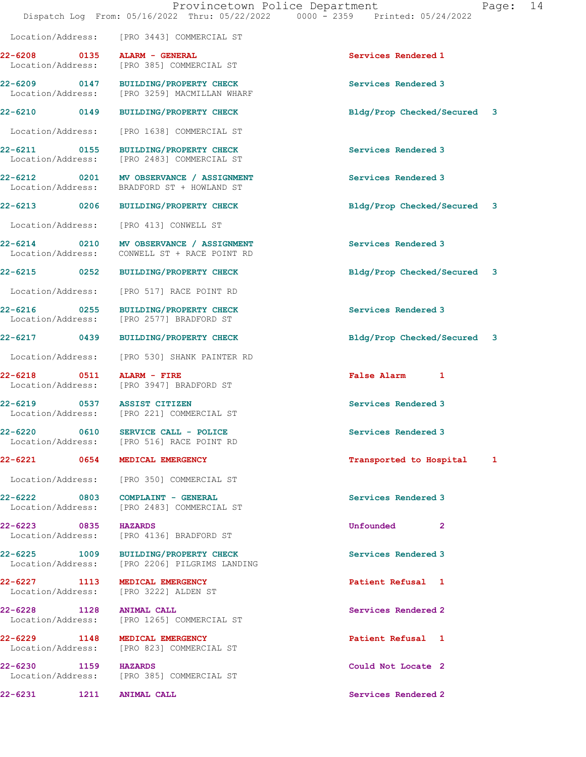Location/Address: [PRO 3443] COMMERCIAL ST

22-6208 0135 ALARM - GENERAL Services Rendered 1
Location/Address: [PRO 385] COMMERCIAL ST

22-6209 0147 BUILDING/PROPERTY CHECK Services Rendered 3
Location/Address: [PRO 3259] MACMILLAN WHARF

22-6210 0149 BUILDING/PROPERTY CHECK Bldg/Prop Checked/Secured 3
Location/Address: [PRO 1638] COMMERCIAL ST

22-6211 0155 BUILDING/PROPERTY CHECK Services Rendered 3
Location/Address: [PRO 2483] COMMERCIAL ST

22-6212 0201 MV OBSERVANCE / ASSIGNMENT Services Rendered 3
Location/Address: BRADFORD ST + HOWLAND ST

22-6213 0206 BUILDING/PROPERTY CHECK Bldg/Prop Checked/Secured 3
Location/Address: [PRO 413] CONWELL ST

22-6214 0210 MV OBSERVANCE / ASSIGNMENT Services Rendered 3
Location/Address: CONWELL ST + RACE POINT RD

22-6215 0252 BUILDING/PROPERTY CHECK Bldg/Prop Checked/Secured 3
Location/Address: [PRO 517] RACE POINT RD

22-6216 0255 BUILDING/PROPERTY CHECK Services Rendered 3
Location/Address: [PRO 2577] BRADFORD ST

22-6217 0439 BUILDING/PROPERTY CHECK Bldg/Prop Checked/Secured 3
Location/Address: [PRO 530] SHANK PAINTER RD

22-6218 0511 ALARM - FIRE False Alarm 1
Location/Address: [PRO 3947] BRADFORD ST

22-6219 0537 ASSIST CITIZEN Services Rendered 3
Location/Address: [PRO 221] COMMERCIAL ST

22-6220 0610 SERVICE CALL - POLICE Services Rendered 3
Location/Address: [PRO 516] RACE POINT RD

22-6221 0654 MEDICAL EMERGENCY Transported to Hospital 1
Location/Address: [PRO 350] COMMERCIAL ST

22-6222 0803 COMPLAINT - GENERAL Services Rendered 3
Location/Address: [PRO 2483] COMMERCIAL ST

22-6223 0835 HAZARDS Unfounded 2
Location/Address: [PRO 4136] BRADFORD ST

22-6225 1009 BUILDING/PROPERTY CHECK Services Rendered 3
Location/Address: [PRO 2206] PILGRIMS LANDING

22-6227 1113 MEDICAL EMERGENCY Patient Refusal 1
Location/Address: [PRO 3222] ALDEN ST

22-6228 1128 ANIMAL CALL Services Rendered 2
Location/Address: [PRO 1265] COMMERCIAL ST

22-6229 1148 MEDICAL EMERGENCY Patient Refusal 1
Location/Address: [PRO 823] COMMERCIAL ST

22-6230 1159 HAZARDS Could Not Locate 2
Location/Address: [PRO 385] COMMERCIAL ST

22-6231 1211 ANIMAL CALL Services Rendered 2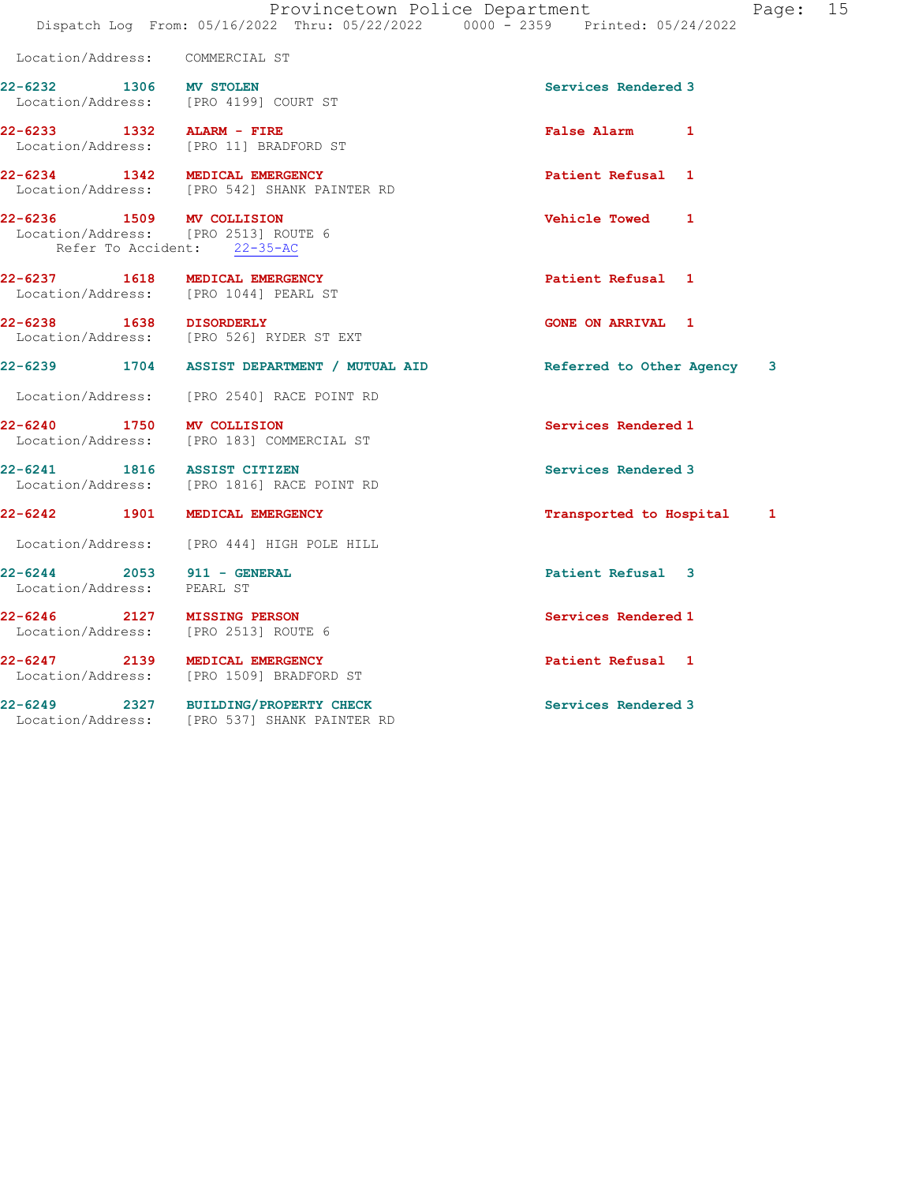Location/Address: COMMERCIAL ST

**22-6232** 1306 **MV STOLEN** Services Rendered 3
Location/Address: [PRO 4199] COURT ST

**22-6233** 1332 **ALARM - FIRE** False Alarm 1
Location/Address: [PRO 11] BRADFORD ST

**22-6234** 1342 **MEDICAL EMERGENCY** Patient Refusal 1
Location/Address: [PRO 542] SHANK PAINTER RD

**22-6236** 1509 **MV COLLISION** Vehicle Towed 1
Location/Address: [PRO 2513] ROUTE 6
Refer To Accident: 22-35-AC

**22-6237** 1618 **MEDICAL EMERGENCY** Patient Refusal 1
Location/Address: [PRO 1044] PEARL ST

**22-6238** 1638 **DISORDERLY** GONE ON ARRIVAL 1
Location/Address: [PRO 526] RYDER ST EXT

**22-6239** 1704 **ASSIST DEPARTMENT / MUTUAL AID** Referred to Other Agency 3
Location/Address: [PRO 2540] RACE POINT RD

**22-6240** 1750 **MV COLLISION** Services Rendered 1
Location/Address: [PRO 183] COMMERCIAL ST

**22-6241** 1816 **ASSIST CITIZEN** Services Rendered 3
Location/Address: [PRO 1816] RACE POINT RD

**22-6242** 1901 **MEDICAL EMERGENCY** Transported to Hospital 1
Location/Address: [PRO 444] HIGH POLE HILL

**22-6244** 2053 **911 - GENERAL** Patient Refusal 3
Location/Address: PEARL ST

**22-6246** 2127 **MISSING PERSON** Services Rendered 1
Location/Address: [PRO 2513] ROUTE 6

**22-6247** 2139 **MEDICAL EMERGENCY** Patient Refusal 1
Location/Address: [PRO 1509] BRADFORD ST

**22-6249** 2327 **BUILDING/PROPERTY CHECK** Services Rendered 3
Location/Address: [PRO 537] SHANK PAINTER RD